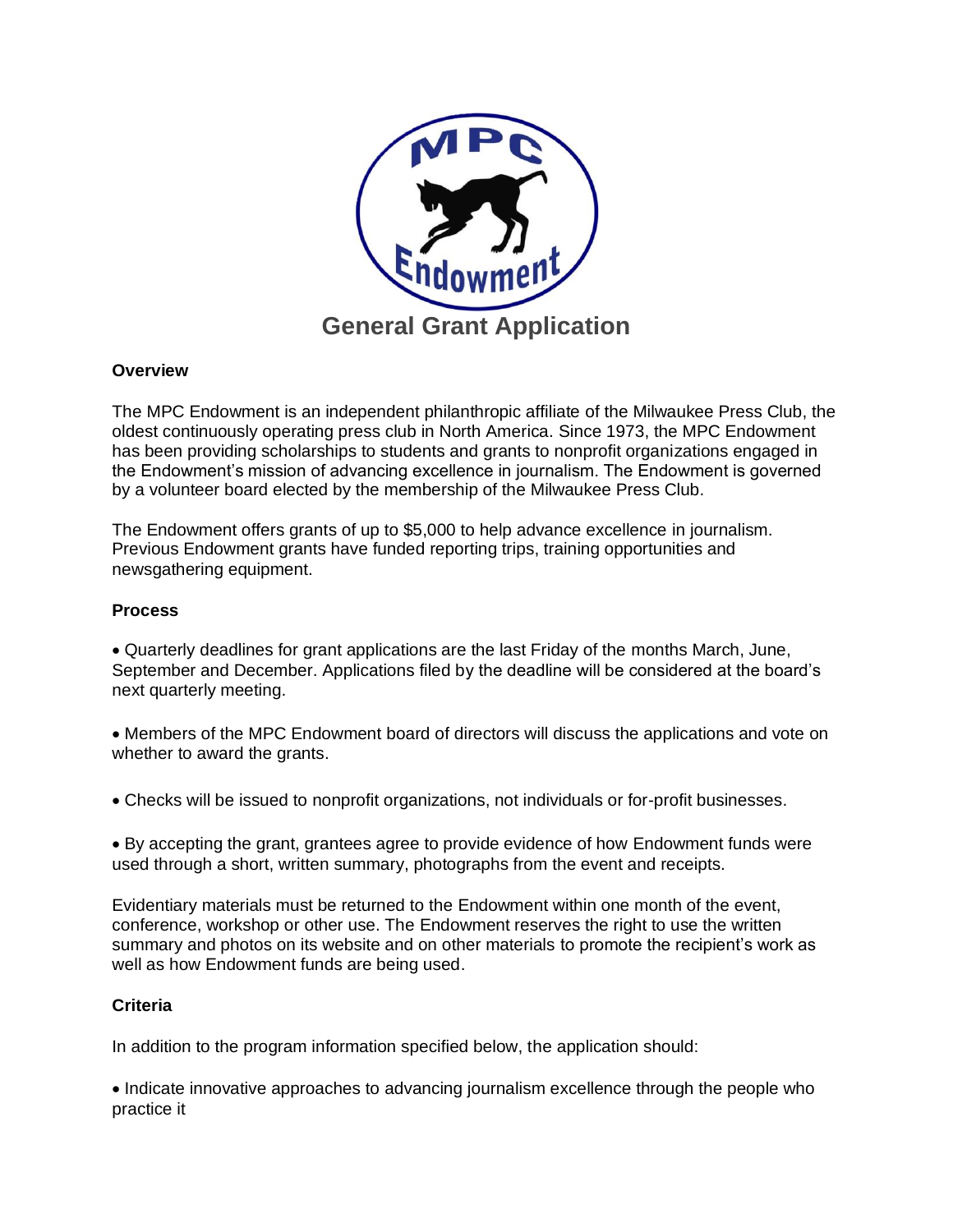# General Grant Application

**Overview**

The MPC Endowment is an independent philanthropic affiliate of the Milwaukee Press Club, the oldest continuously operating press club in North America. Since 1973, the MPC Endowment has been providing scholarships to students and grants to nonprofit organizations engaged in the Endowment's mission of advancing excellence in journalism. The Endowment is governed by a volunteer board elected by the membership of the Milwaukee Press Club.

The Endowment offers grants of up to $5,000 to help advance excellence in journalism. Previous Endowment grants have funded reporting trips, training opportunities and newsgathering equipment.

**Process**

- Quarterly deadlines for grant applications are the last Friday of the months March, June, September and December. Applications filed by the deadline will be considered at the board's next quarterly meeting.

- Members of the MPC Endowment board of directors will discuss the applications and vote on whether to award the grants.

- Checks will be issued to nonprofit organizations, not individuals or for-profit businesses.

- By accepting the grant, grantees agree to provide evidence of how Endowment funds were used through a short, written summary, photographs from the event and receipts.

Evidentiary materials must be returned to the Endowment within one month of the event, conference, workshop or other use. The Endowment reserves the right to use the written summary and photos on its website and on other materials to promote the recipient's work as well as how Endowment funds are being used.

**Criteria**

In addition to the program information specified below, the application should:

- Indicate innovative approaches to advancing journalism excellence through the people who practice it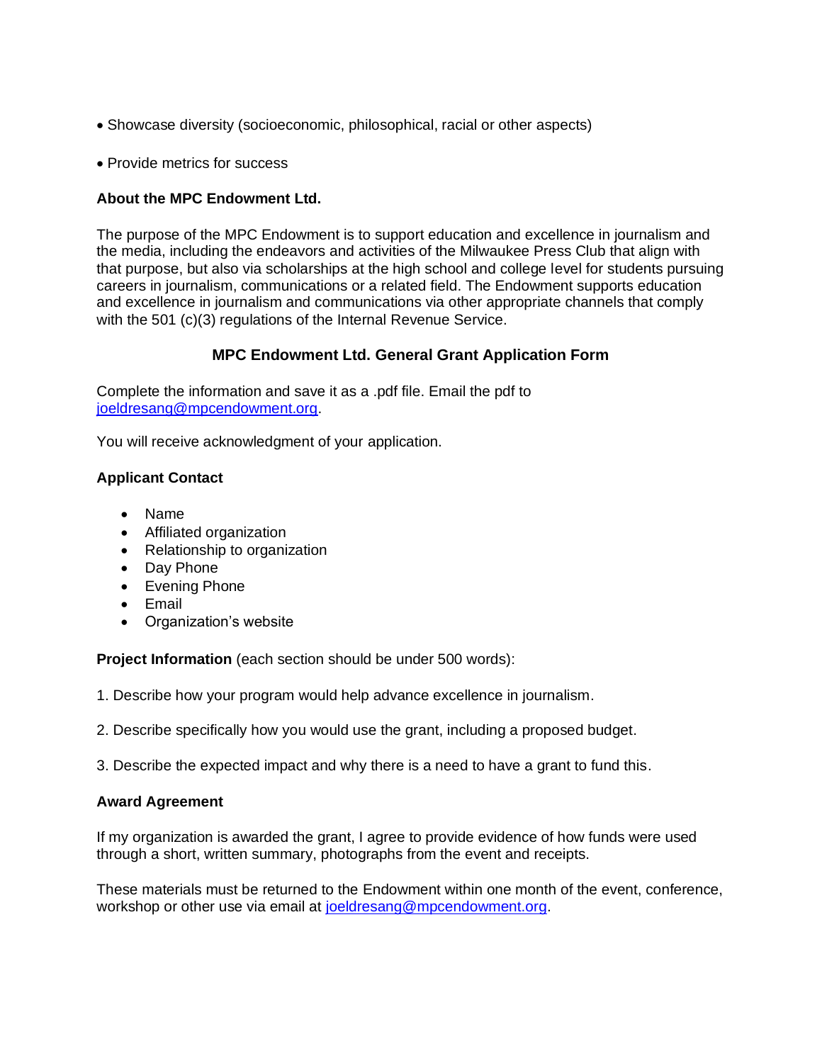- Showcase diversity (socioeconomic, philosophical, racial or other aspects)
- Provide metrics for success

**About the MPC Endowment Ltd.**

The purpose of the MPC Endowment is to support education and excellence in journalism and the media, including the endeavors and activities of the Milwaukee Press Club that align with that purpose, but also via scholarships at the high school and college level for students pursuing careers in journalism, communications or a related field. The Endowment supports education and excellence in journalism and communications via other appropriate channels that comply with the 501 (c)(3) regulations of the Internal Revenue Service.

## MPC Endowment Ltd. General Grant Application Form

Complete the information and save it as a .pdf file. Email the pdf to joeldresang@mpcendowment.org.

You will receive acknowledgment of your application.

**Applicant Contact**

- Name
- Affiliated organization
- Relationship to organization
- Day Phone
- Evening Phone
- Email
- Organization's website

**Project Information** (each section should be under 500 words):

1. Describe how your program would help advance excellence in journalism.

2. Describe specifically how you would use the grant, including a proposed budget.

3. Describe the expected impact and why there is a need to have a grant to fund this.

**Award Agreement**

If my organization is awarded the grant, I agree to provide evidence of how funds were used through a short, written summary, photographs from the event and receipts.

These materials must be returned to the Endowment within one month of the event, conference, workshop or other use via email at joeldresang@mpcendowment.org.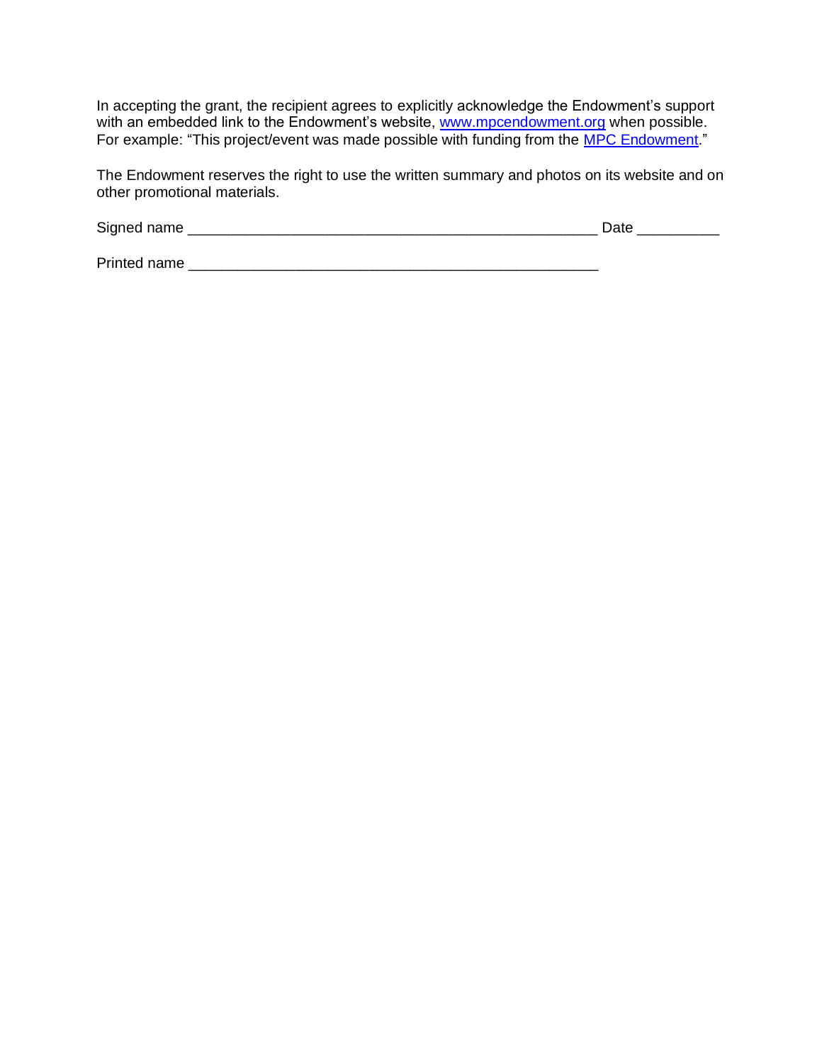In accepting the grant, the recipient agrees to explicitly acknowledge the Endowment's support with an embedded link to the Endowment's website, [www.mpcendowment.org](http://www.mpcendowment.org) when possible. For example: "This project/event was made possible with funding from the [MPC Endowment](http://www.mpcendowment.org)."

The Endowment reserves the right to use the written summary and photos on its website and on other promotional materials.

Signed name __________________________________________________ Date __________

Printed name __________________________________________________